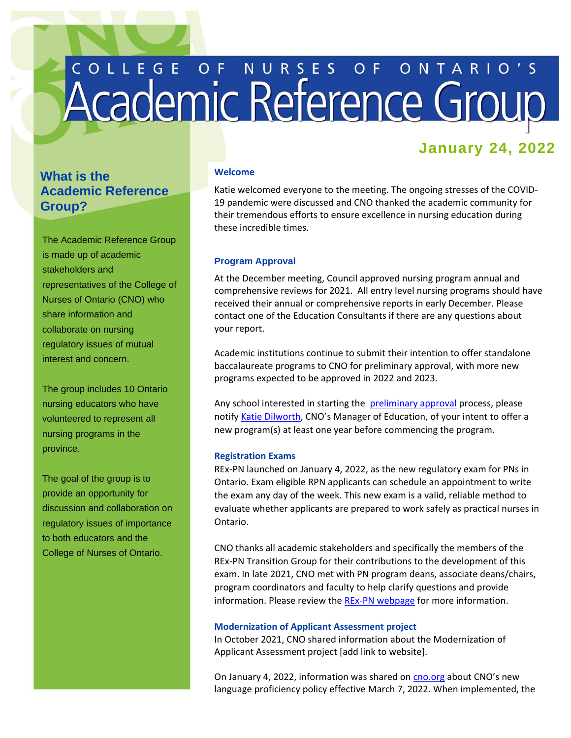# COLLEGE OF NURSES OF ONTARIO'S Academic Reference Group

**January 24, 2022**

## What is the Academic Reference Group?

The Academic Reference Group is made up of academic stakeholders and representatives of the College of Nurses of Ontario (CNO) who share information and collaborate on nursing regulatory issues of mutual interest and concern.

The group includes 10 Ontario nursing educators who have volunteered to represent all nursing programs in the province.

The goal of the group is to provide an opportunity for discussion and collaboration on regulatory issues of importance to both educators and the College of Nurses of Ontario.

### Welcome

Katie welcomed everyone to the meeting. The ongoing stresses of the COVID-19 pandemic were discussed and CNO thanked the academic community for their tremendous efforts to ensure excellence in nursing education during these incredible times.

### Program Approval

At the December meeting, Council approved nursing program annual and comprehensive reviews for 2021. All entry level nursing programs should have received their annual or comprehensive reports in early December. Please contact one of the Education Consultants if there are any questions about your report.

Academic institutions continue to submit their intention to offer standalone baccalaureate programs to CNO for preliminary approval, with more new programs expected to be approved in 2022 and 2023.

Any school interested in starting the preliminary approval process, please notify Katie Dilworth, CNO's Manager of Education, of your intent to offer a new program(s) at least one year before commencing the program.

### Registration Exams

REx-PN launched on January 4, 2022, as the new regulatory exam for PNs in Ontario. Exam eligible RPN applicants can schedule an appointment to write the exam any day of the week. This new exam is a valid, reliable method to evaluate whether applicants are prepared to work safely as practical nurses in Ontario.

CNO thanks all academic stakeholders and specifically the members of the REx-PN Transition Group for their contributions to the development of this exam. In late 2021, CNO met with PN program deans, associate deans/chairs, program coordinators and faculty to help clarify questions and provide information. Please review the REx-PN webpage for more information.

### Modernization of Applicant Assessment project

In October 2021, CNO shared information about the Modernization of Applicant Assessment project [add link to website].

On January 4, 2022, information was shared on cno.org about CNO's new language proficiency policy effective March 7, 2022. When implemented, the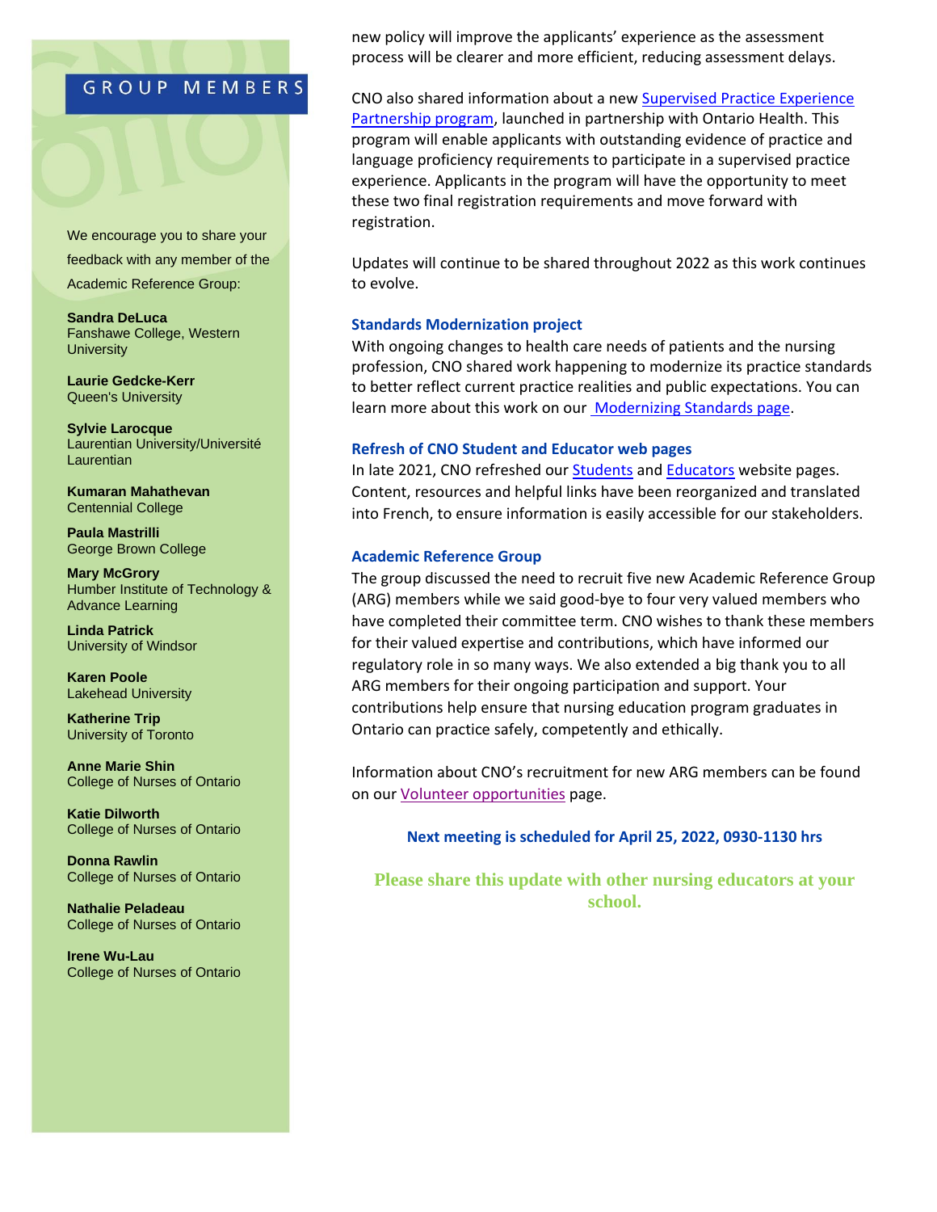## GROUP MEMBERS

We encourage you to share your feedback with any member of the Academic Reference Group:

**Sandra DeLuca**
Fanshawe College, Western University

**Laurie Gedcke-Kerr**
Queen's University

**Sylvie Larocque**
Laurentian University/Université Laurentian

**Kumaran Mahathevan**
Centennial College

**Paula Mastrilli**
George Brown College

**Mary McGrory**
Humber Institute of Technology & Advance Learning

**Linda Patrick**
University of Windsor

**Karen Poole**
Lakehead University

**Katherine Trip**
University of Toronto

**Anne Marie Shin**
College of Nurses of Ontario

**Katie Dilworth**
College of Nurses of Ontario

**Donna Rawlin**
College of Nurses of Ontario

**Nathalie Peladeau**
College of Nurses of Ontario

**Irene Wu-Lau**
College of Nurses of Ontario

new policy will improve the applicants' experience as the assessment process will be clearer and more efficient, reducing assessment delays.

CNO also shared information about a new Supervised Practice Experience Partnership program, launched in partnership with Ontario Health. This program will enable applicants with outstanding evidence of practice and language proficiency requirements to participate in a supervised practice experience. Applicants in the program will have the opportunity to meet these two final registration requirements and move forward with registration.

Updates will continue to be shared throughout 2022 as this work continues to evolve.

### Standards Modernization project

With ongoing changes to health care needs of patients and the nursing profession, CNO shared work happening to modernize its practice standards to better reflect current practice realities and public expectations. You can learn more about this work on our Modernizing Standards page.

### Refresh of CNO Student and Educator web pages

In late 2021, CNO refreshed our Students and Educators website pages. Content, resources and helpful links have been reorganized and translated into French, to ensure information is easily accessible for our stakeholders.

### Academic Reference Group

The group discussed the need to recruit five new Academic Reference Group (ARG) members while we said good-bye to four very valued members who have completed their committee term. CNO wishes to thank these members for their valued expertise and contributions, which have informed our regulatory role in so many ways. We also extended a big thank you to all ARG members for their ongoing participation and support. Your contributions help ensure that nursing education program graduates in Ontario can practice safely, competently and ethically.

Information about CNO's recruitment for new ARG members can be found on our Volunteer opportunities page.

**Next meeting is scheduled for April 25, 2022, 0930-1130 hrs**

**Please share this update with other nursing educators at your school.**